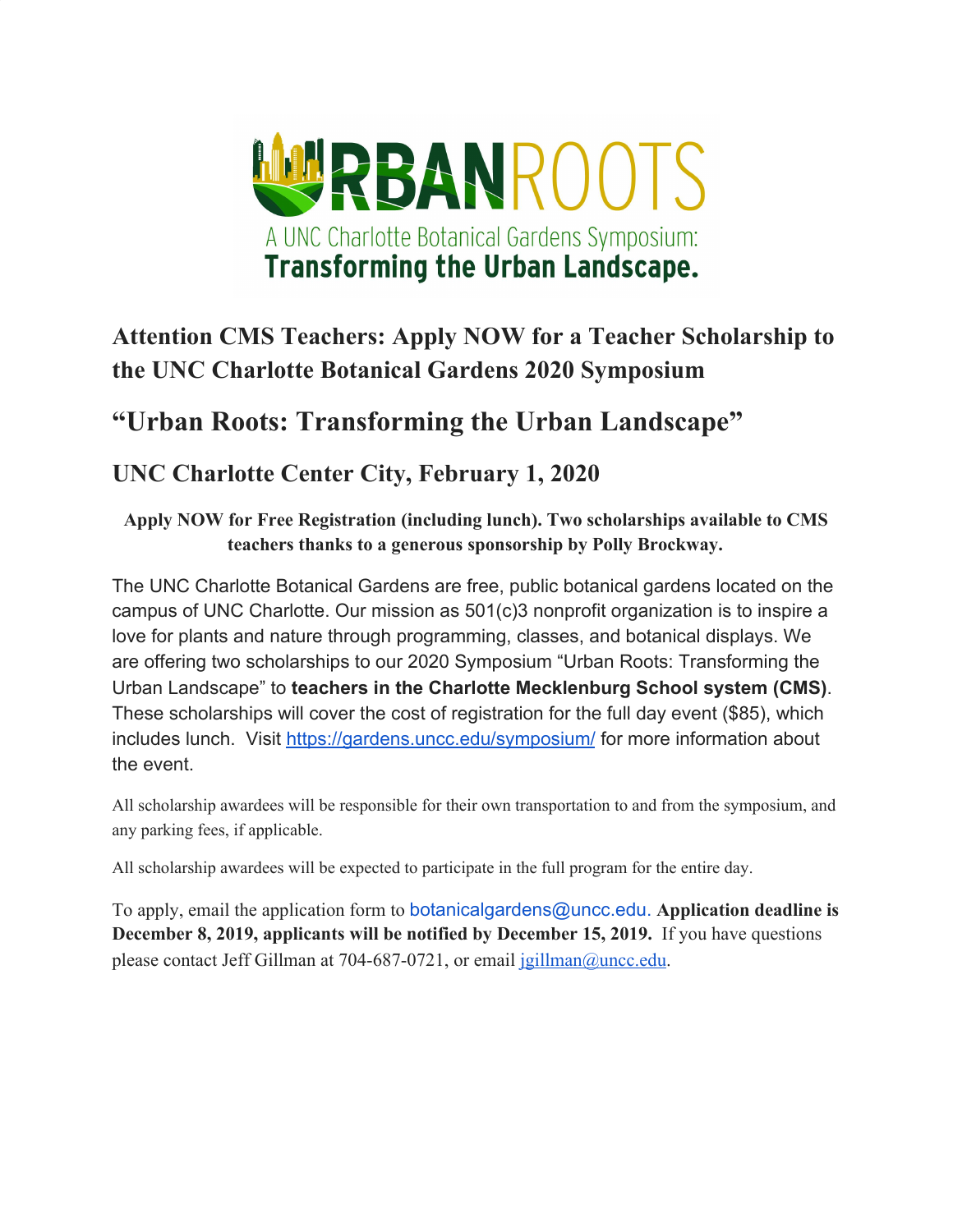URBANROOTS

A UNC Charlotte Botanical Gardens Symposium:

**Transforming the Urban Landscape.**

## Attention CMS Teachers: Apply NOW for a Teacher Scholarship to the UNC Charlotte Botanical Gardens 2020 Symposium

# "Urban Roots: Transforming the Urban Landscape"

## UNC Charlotte Center City, February 1, 2020

**Apply NOW for Free Registration (including lunch). Two scholarships available to CMS teachers thanks to a generous sponsorship by Polly Brockway.**

The UNC Charlotte Botanical Gardens are free, public botanical gardens located on the campus of UNC Charlotte. Our mission as 501(c)3 nonprofit organization is to inspire a love for plants and nature through programming, classes, and botanical displays. We are offering two scholarships to our 2020 Symposium "Urban Roots: Transforming the Urban Landscape" to **teachers in the Charlotte Mecklenburg School system (CMS)**. These scholarships will cover the cost of registration for the full day event ($85), which includes lunch. Visit https://gardens.uncc.edu/symposium/ for more information about the event.

All scholarship awardees will be responsible for their own transportation to and from the symposium, and any parking fees, if applicable.

All scholarship awardees will be expected to participate in the full program for the entire day.

To apply, email the application form to botanicalgardens@uncc.edu. **Application deadline is December 8, 2019, applicants will be notified by December 15, 2019.** If you have questions please contact Jeff Gillman at 704-687-0721, or email jgillman@uncc.edu.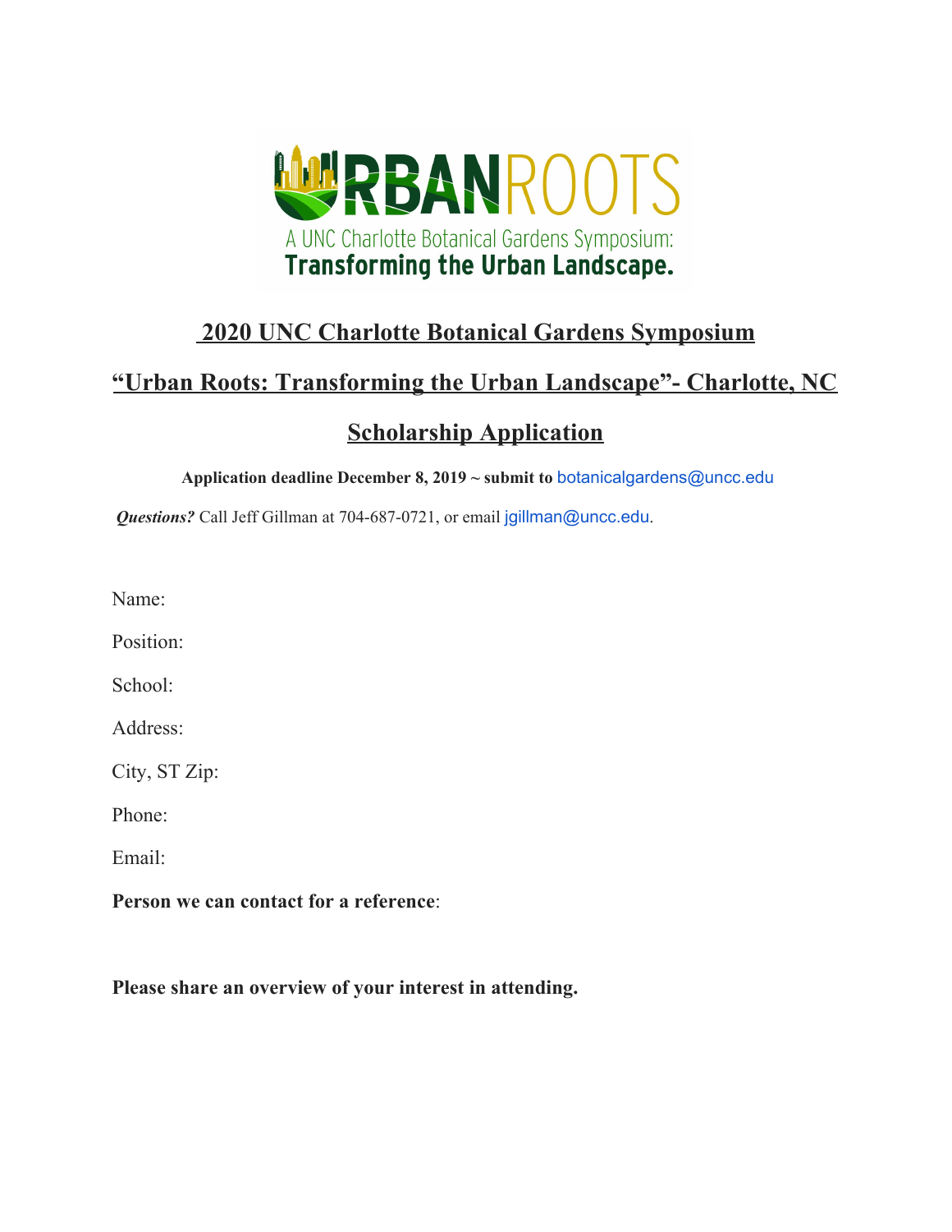URBANROOTS

A UNC Charlotte Botanical Gardens Symposium:

**Transforming the Urban Landscape.**

## 2020 UNC Charlotte Botanical Gardens Symposium

## "Urban Roots: Transforming the Urban Landscape"- Charlotte, NC

## Scholarship Application

**Application deadline December 8, 2019 ~ submit to** botanicalgardens@uncc.edu

***Questions?*** Call Jeff Gillman at 704-687-0721, or email jgillman@uncc.edu.

Name:

Position:

School:

Address:

City, ST Zip:

Phone:

Email:

**Person we can contact for a reference**:

**Please share an overview of your interest in attending.**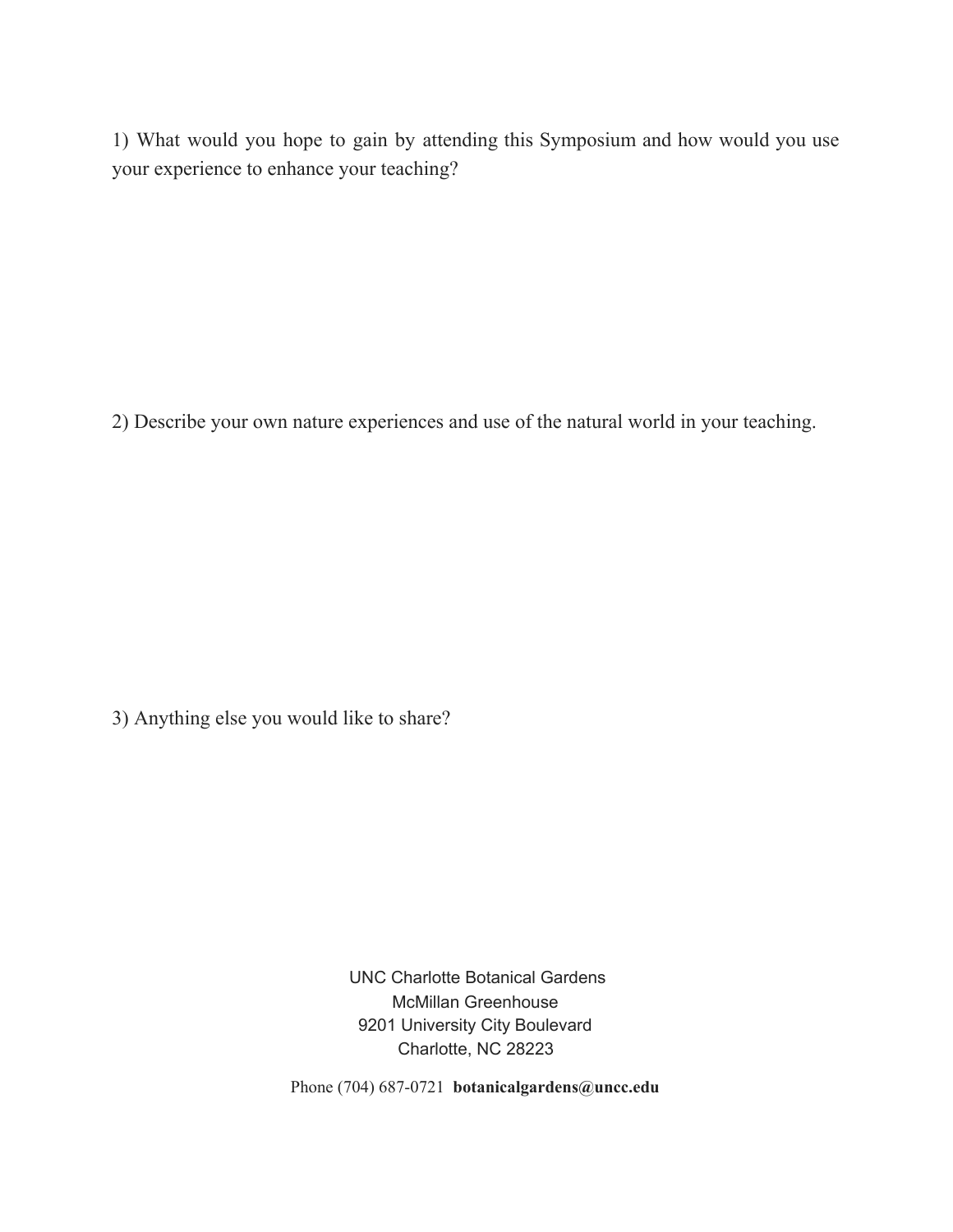1) What would you hope to gain by attending this Symposium and how would you use your experience to enhance your teaching?

2) Describe your own nature experiences and use of the natural world in your teaching.

3) Anything else you would like to share?

UNC Charlotte Botanical Gardens
McMillan Greenhouse
9201 University City Boulevard
Charlotte, NC 28223

Phone (704) 687-0721 **botanicalgardens@uncc.edu**